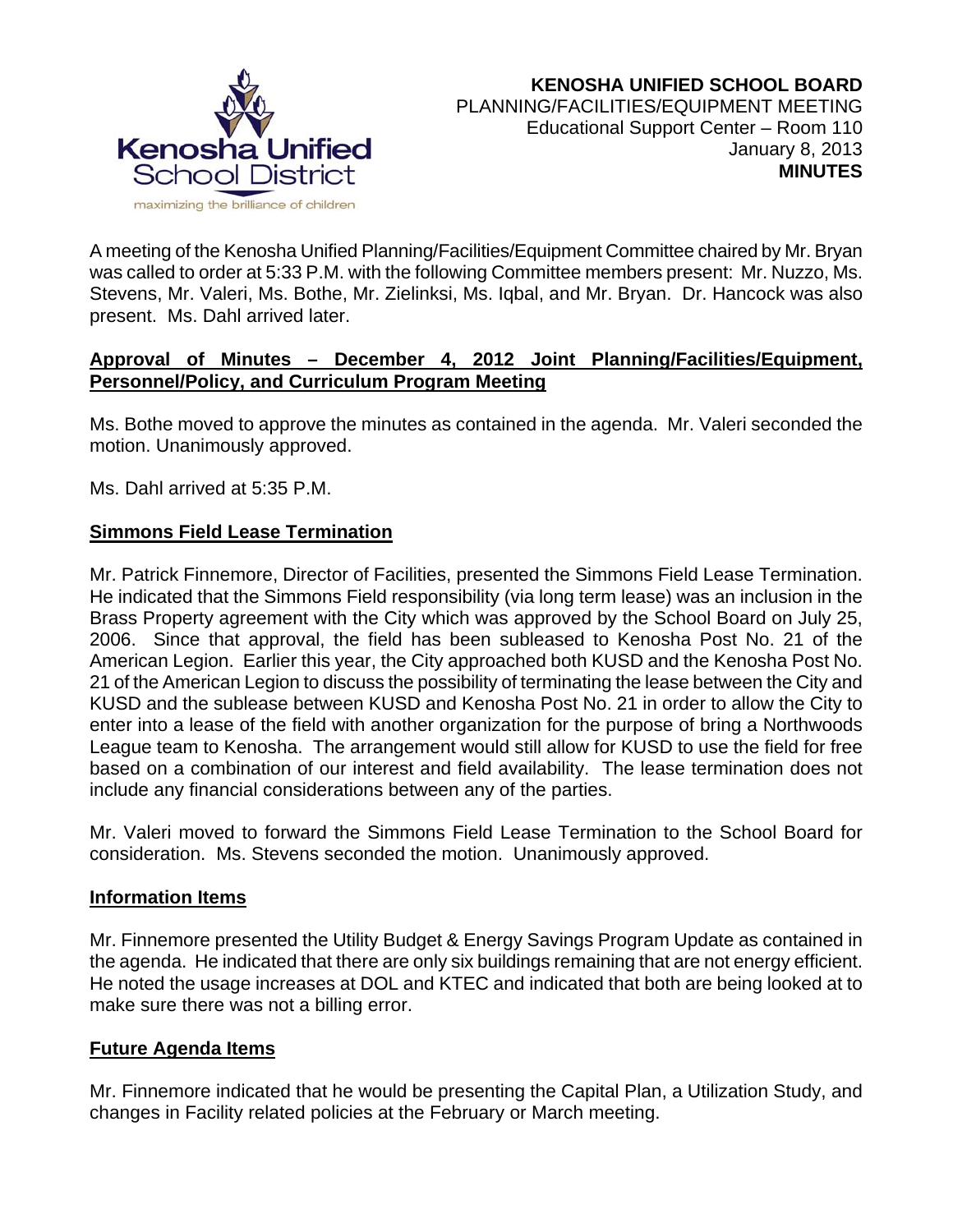**KENOSHA UNIFIED SCHOOL BOARD**
PLANNING/FACILITIES/EQUIPMENT MEETING
Educational Support Center – Room 110
January 8, 2013
**MINUTES**

A meeting of the Kenosha Unified Planning/Facilities/Equipment Committee chaired by Mr. Bryan was called to order at 5:33 P.M. with the following Committee members present: Mr. Nuzzo, Ms. Stevens, Mr. Valeri, Ms. Bothe, Mr. Zielinksi, Ms. Iqbal, and Mr. Bryan. Dr. Hancock was also present. Ms. Dahl arrived later.

**Approval of Minutes – December 4, 2012 Joint Planning/Facilities/Equipment, Personnel/Policy, and Curriculum Program Meeting**

Ms. Bothe moved to approve the minutes as contained in the agenda. Mr. Valeri seconded the motion. Unanimously approved.

Ms. Dahl arrived at 5:35 P.M.

**Simmons Field Lease Termination**

Mr. Patrick Finnemore, Director of Facilities, presented the Simmons Field Lease Termination. He indicated that the Simmons Field responsibility (via long term lease) was an inclusion in the Brass Property agreement with the City which was approved by the School Board on July 25, 2006. Since that approval, the field has been subleased to Kenosha Post No. 21 of the American Legion. Earlier this year, the City approached both KUSD and the Kenosha Post No. 21 of the American Legion to discuss the possibility of terminating the lease between the City and KUSD and the sublease between KUSD and Kenosha Post No. 21 in order to allow the City to enter into a lease of the field with another organization for the purpose of bring a Northwoods League team to Kenosha. The arrangement would still allow for KUSD to use the field for free based on a combination of our interest and field availability. The lease termination does not include any financial considerations between any of the parties.

Mr. Valeri moved to forward the Simmons Field Lease Termination to the School Board for consideration. Ms. Stevens seconded the motion. Unanimously approved.

**Information Items**

Mr. Finnemore presented the Utility Budget & Energy Savings Program Update as contained in the agenda. He indicated that there are only six buildings remaining that are not energy efficient. He noted the usage increases at DOL and KTEC and indicated that both are being looked at to make sure there was not a billing error.

**Future Agenda Items**

Mr. Finnemore indicated that he would be presenting the Capital Plan, a Utilization Study, and changes in Facility related policies at the February or March meeting.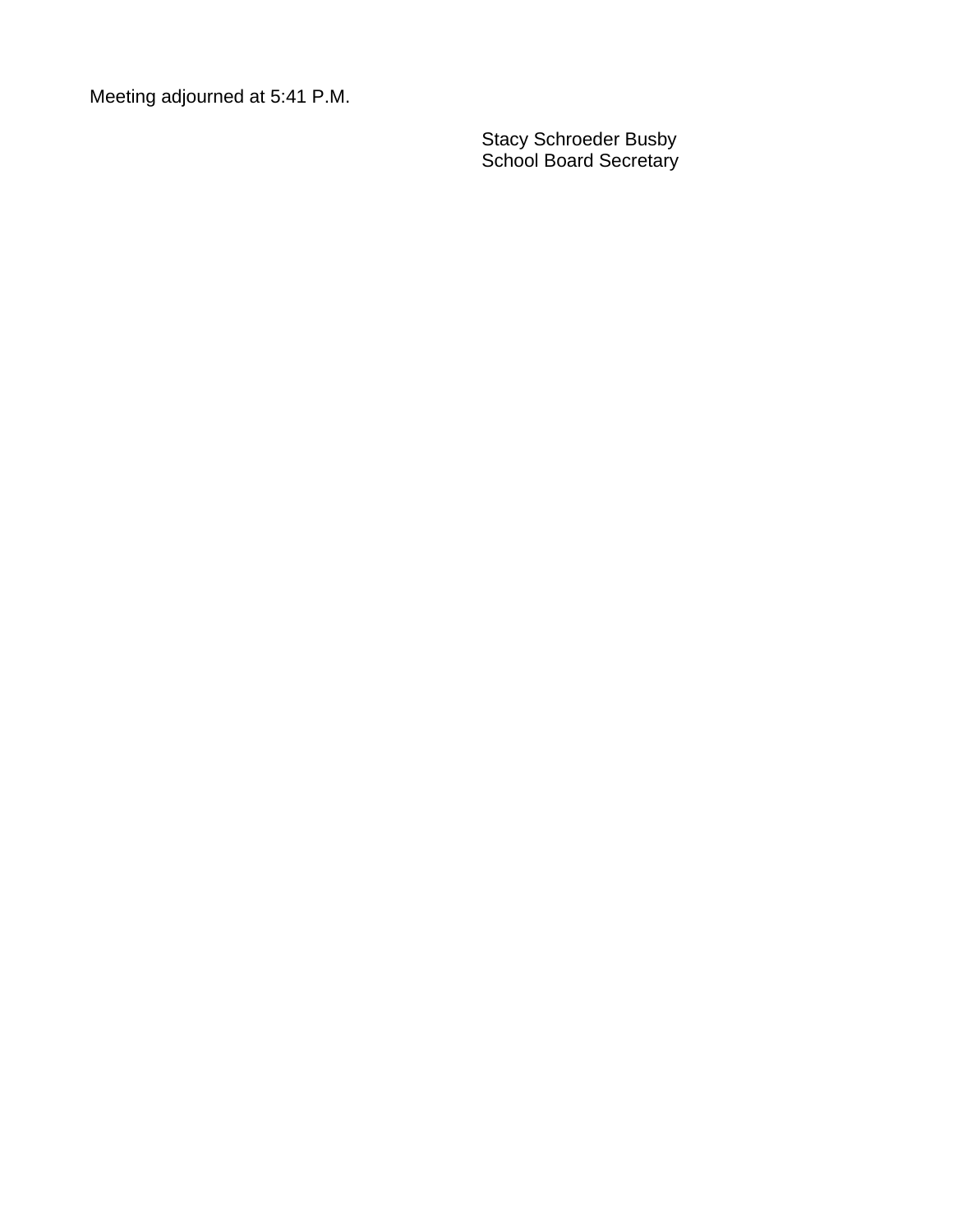Meeting adjourned at 5:41 P.M.

Stacy Schroeder Busby
School Board Secretary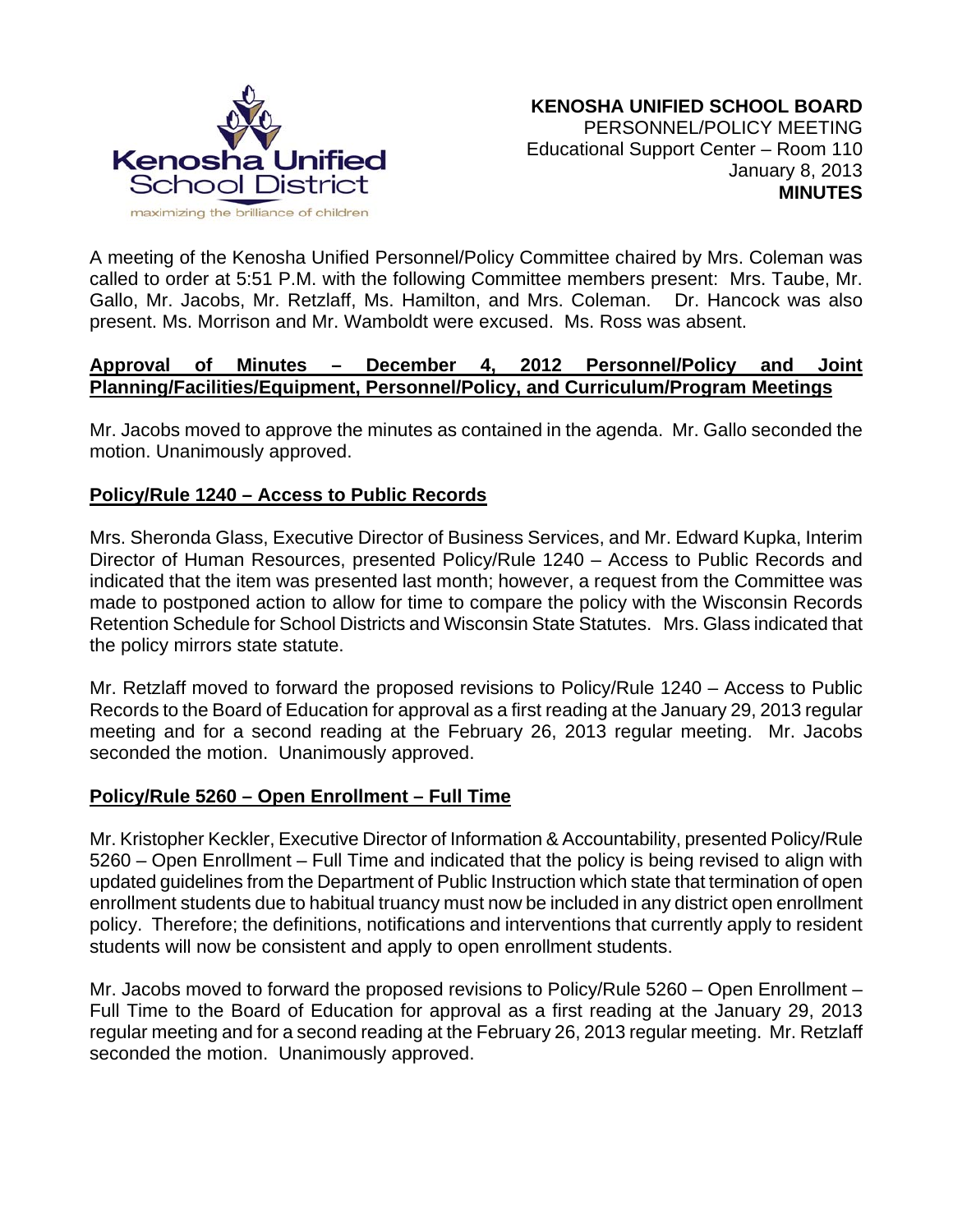**KENOSHA UNIFIED SCHOOL BOARD**
PERSONNEL/POLICY MEETING
Educational Support Center – Room 110
January 8, 2013
**MINUTES**

A meeting of the Kenosha Unified Personnel/Policy Committee chaired by Mrs. Coleman was called to order at 5:51 P.M. with the following Committee members present: Mrs. Taube, Mr. Gallo, Mr. Jacobs, Mr. Retzlaff, Ms. Hamilton, and Mrs. Coleman. Dr. Hancock was also present. Ms. Morrison and Mr. Wamboldt were excused. Ms. Ross was absent.

**Approval of Minutes – December 4, 2012 Personnel/Policy and Joint Planning/Facilities/Equipment, Personnel/Policy, and Curriculum/Program Meetings**

Mr. Jacobs moved to approve the minutes as contained in the agenda. Mr. Gallo seconded the motion. Unanimously approved.

**Policy/Rule 1240 – Access to Public Records**

Mrs. Sheronda Glass, Executive Director of Business Services, and Mr. Edward Kupka, Interim Director of Human Resources, presented Policy/Rule 1240 – Access to Public Records and indicated that the item was presented last month; however, a request from the Committee was made to postponed action to allow for time to compare the policy with the Wisconsin Records Retention Schedule for School Districts and Wisconsin State Statutes. Mrs. Glass indicated that the policy mirrors state statute.

Mr. Retzlaff moved to forward the proposed revisions to Policy/Rule 1240 – Access to Public Records to the Board of Education for approval as a first reading at the January 29, 2013 regular meeting and for a second reading at the February 26, 2013 regular meeting. Mr. Jacobs seconded the motion. Unanimously approved.

**Policy/Rule 5260 – Open Enrollment – Full Time**

Mr. Kristopher Keckler, Executive Director of Information & Accountability, presented Policy/Rule 5260 – Open Enrollment – Full Time and indicated that the policy is being revised to align with updated guidelines from the Department of Public Instruction which state that termination of open enrollment students due to habitual truancy must now be included in any district open enrollment policy. Therefore; the definitions, notifications and interventions that currently apply to resident students will now be consistent and apply to open enrollment students.

Mr. Jacobs moved to forward the proposed revisions to Policy/Rule 5260 – Open Enrollment – Full Time to the Board of Education for approval as a first reading at the January 29, 2013 regular meeting and for a second reading at the February 26, 2013 regular meeting. Mr. Retzlaff seconded the motion. Unanimously approved.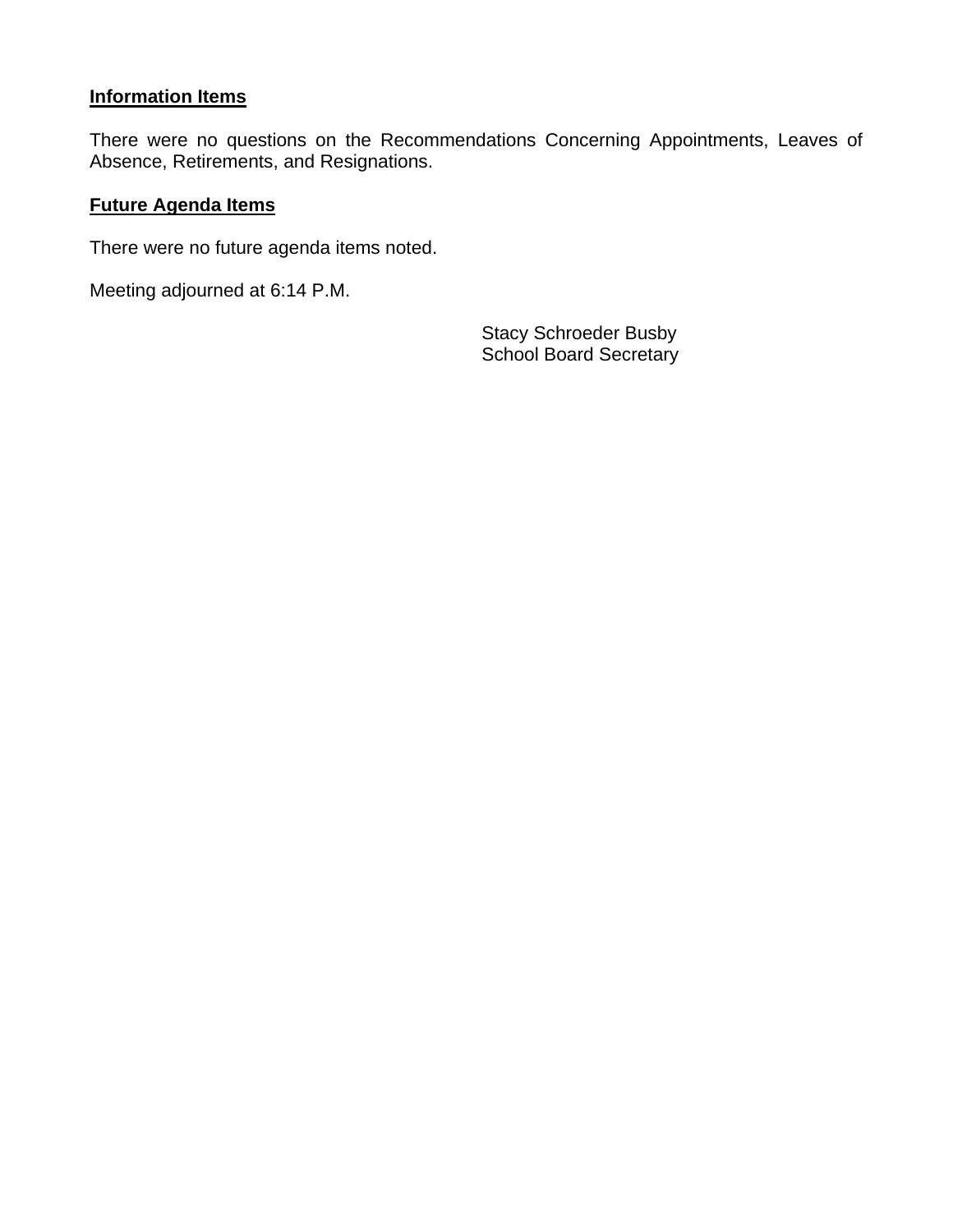**Information Items**

There were no questions on the Recommendations Concerning Appointments, Leaves of Absence, Retirements, and Resignations.

**Future Agenda Items**

There were no future agenda items noted.

Meeting adjourned at 6:14 P.M.

Stacy Schroeder Busby
School Board Secretary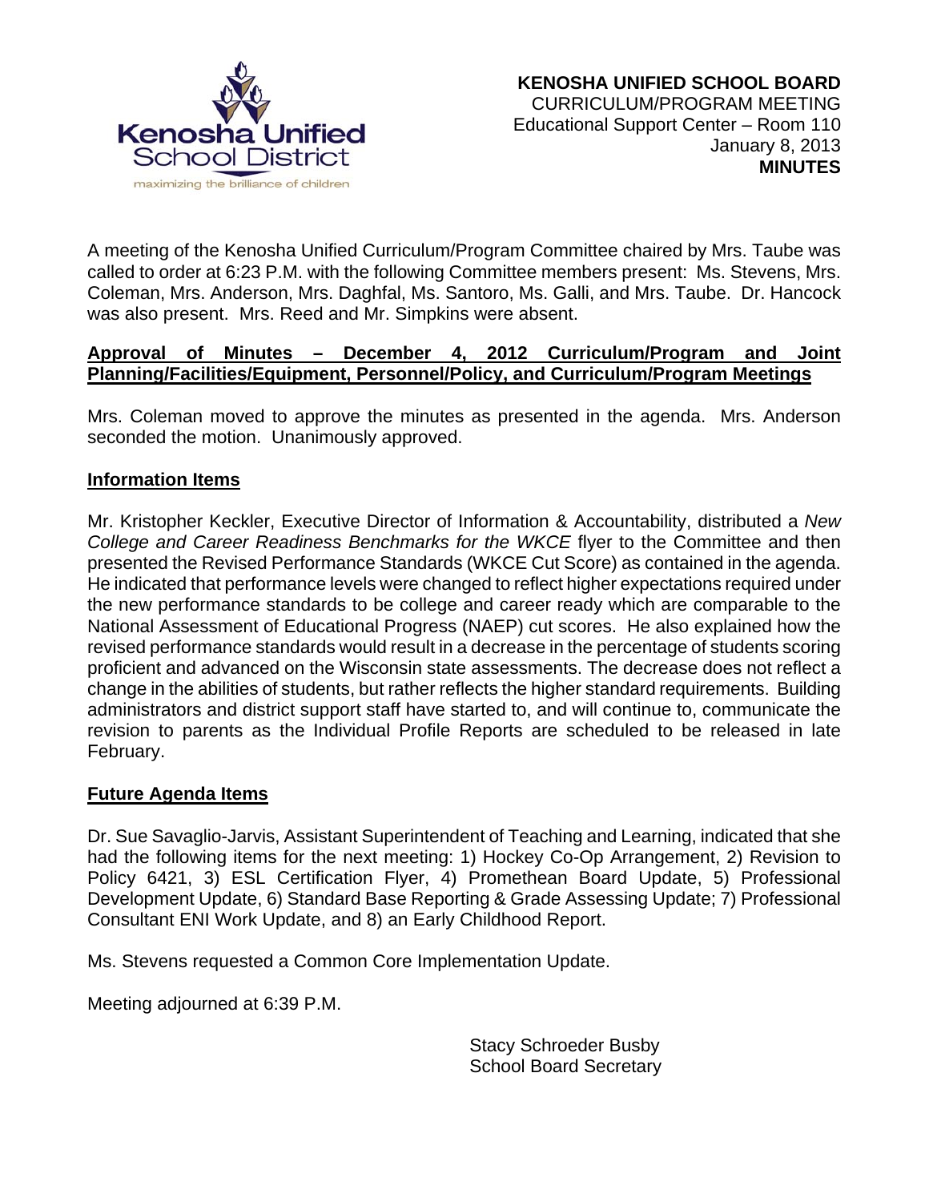Kenosha Unified School District

maximizing the brilliance of children

**KENOSHA UNIFIED SCHOOL BOARD**
CURRICULUM/PROGRAM MEETING
Educational Support Center – Room 110
January 8, 2013
**MINUTES**

A meeting of the Kenosha Unified Curriculum/Program Committee chaired by Mrs. Taube was called to order at 6:23 P.M. with the following Committee members present: Ms. Stevens, Mrs. Coleman, Mrs. Anderson, Mrs. Daghfal, Ms. Santoro, Ms. Galli, and Mrs. Taube. Dr. Hancock was also present. Mrs. Reed and Mr. Simpkins were absent.

**Approval of Minutes – December 4, 2012 Curriculum/Program and Joint Planning/Facilities/Equipment, Personnel/Policy, and Curriculum/Program Meetings**

Mrs. Coleman moved to approve the minutes as presented in the agenda. Mrs. Anderson seconded the motion. Unanimously approved.

**Information Items**

Mr. Kristopher Keckler, Executive Director of Information & Accountability, distributed a *New College and Career Readiness Benchmarks for the WKCE* flyer to the Committee and then presented the Revised Performance Standards (WKCE Cut Score) as contained in the agenda. He indicated that performance levels were changed to reflect higher expectations required under the new performance standards to be college and career ready which are comparable to the National Assessment of Educational Progress (NAEP) cut scores. He also explained how the revised performance standards would result in a decrease in the percentage of students scoring proficient and advanced on the Wisconsin state assessments. The decrease does not reflect a change in the abilities of students, but rather reflects the higher standard requirements. Building administrators and district support staff have started to, and will continue to, communicate the revision to parents as the Individual Profile Reports are scheduled to be released in late February.

**Future Agenda Items**

Dr. Sue Savaglio-Jarvis, Assistant Superintendent of Teaching and Learning, indicated that she had the following items for the next meeting: 1) Hockey Co-Op Arrangement, 2) Revision to Policy 6421, 3) ESL Certification Flyer, 4) Promethean Board Update, 5) Professional Development Update, 6) Standard Base Reporting & Grade Assessing Update; 7) Professional Consultant ENI Work Update, and 8) an Early Childhood Report.

Ms. Stevens requested a Common Core Implementation Update.

Meeting adjourned at 6:39 P.M.

Stacy Schroeder Busby
School Board Secretary